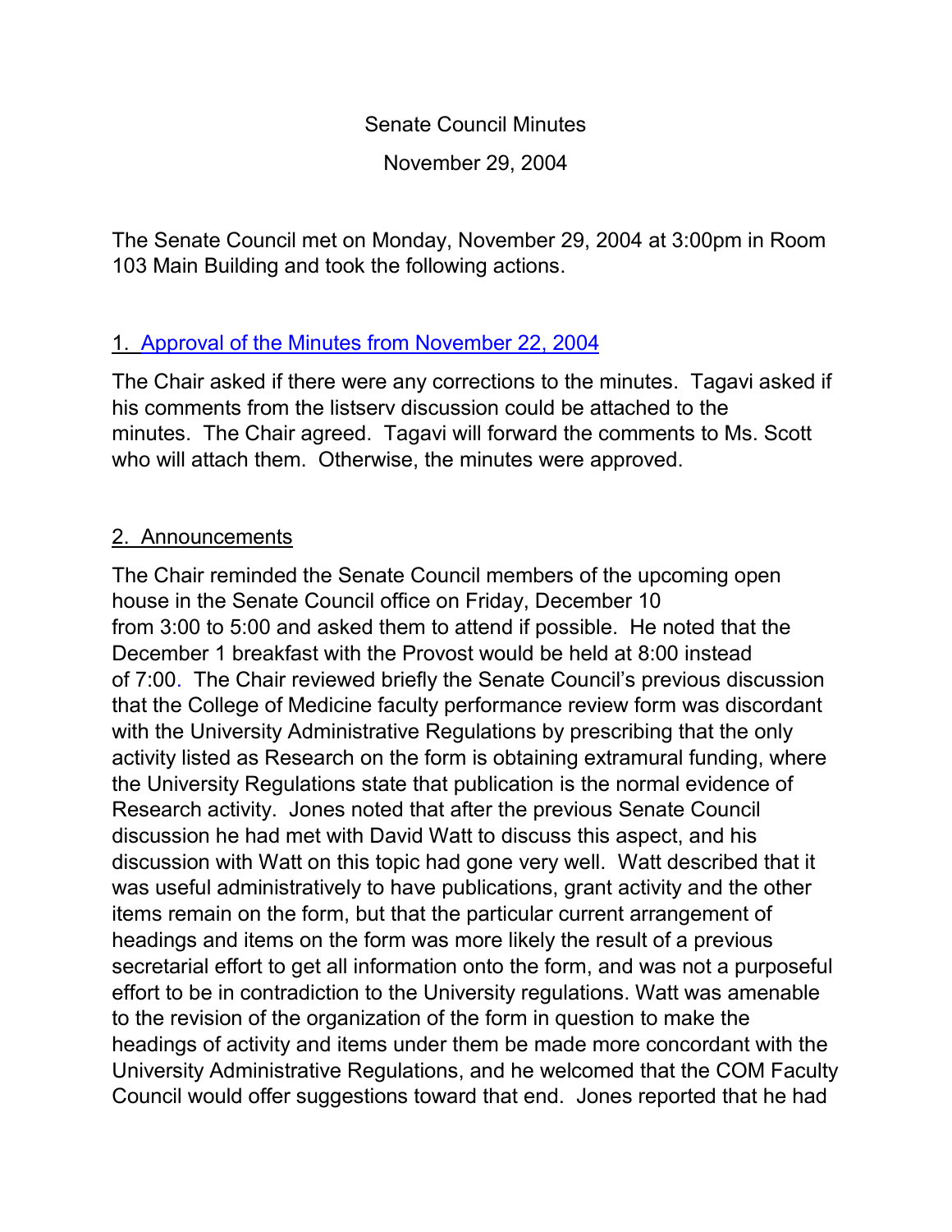# Senate Council Minutes

November 29, 2004

The Senate Council met on Monday, November 29, 2004 at 3:00pm in Room 103 Main Building and took the following actions.

## 1. Approval of the Minutes from November 22, 2004

The Chair asked if there were any corrections to the minutes. Tagavi asked if his comments from the listserv discussion could be attached to the minutes. The Chair agreed. Tagavi will forward the comments to Ms. Scott who will attach them. Otherwise, the minutes were approved.

## 2. Announcements

The Chair reminded the Senate Council members of the upcoming open house in the Senate Council office on Friday, December 10 from 3:00 to 5:00 and asked them to attend if possible. He noted that the December 1 breakfast with the Provost would be held at 8:00 instead of 7:00. The Chair reviewed briefly the Senate Council's previous discussion that the College of Medicine faculty performance review form was discordant with the University Administrative Regulations by prescribing that the only activity listed as Research on the form is obtaining extramural funding, where the University Regulations state that publication is the normal evidence of Research activity. Jones noted that after the previous Senate Council discussion he had met with David Watt to discuss this aspect, and his discussion with Watt on this topic had gone very well. Watt described that it was useful administratively to have publications, grant activity and the other items remain on the form, but that the particular current arrangement of headings and items on the form was more likely the result of a previous secretarial effort to get all information onto the form, and was not a purposeful effort to be in contradiction to the University regulations. Watt was amenable to the revision of the organization of the form in question to make the headings of activity and items under them be made more concordant with the University Administrative Regulations, and he welcomed that the COM Faculty Council would offer suggestions toward that end. Jones reported that he had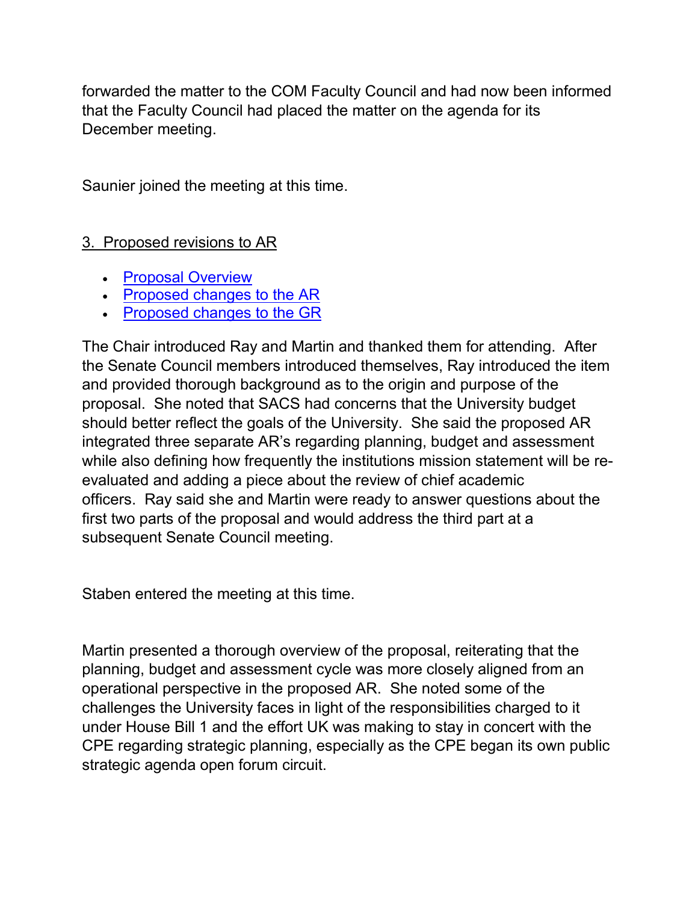forwarded the matter to the COM Faculty Council and had now been informed that the Faculty Council had placed the matter on the agenda for its December meeting.

Saunier joined the meeting at this time.

3. Proposed revisions to AR

- Proposal Overview
- Proposed changes to the AR
- Proposed changes to the GR

The Chair introduced Ray and Martin and thanked them for attending. After the Senate Council members introduced themselves, Ray introduced the item and provided thorough background as to the origin and purpose of the proposal. She noted that SACS had concerns that the University budget should better reflect the goals of the University. She said the proposed AR integrated three separate AR's regarding planning, budget and assessment while also defining how frequently the institutions mission statement will be re-evaluated and adding a piece about the review of chief academic officers. Ray said she and Martin were ready to answer questions about the first two parts of the proposal and would address the third part at a subsequent Senate Council meeting.

Staben entered the meeting at this time.

Martin presented a thorough overview of the proposal, reiterating that the planning, budget and assessment cycle was more closely aligned from an operational perspective in the proposed AR. She noted some of the challenges the University faces in light of the responsibilities charged to it under House Bill 1 and the effort UK was making to stay in concert with the CPE regarding strategic planning, especially as the CPE began its own public strategic agenda open forum circuit.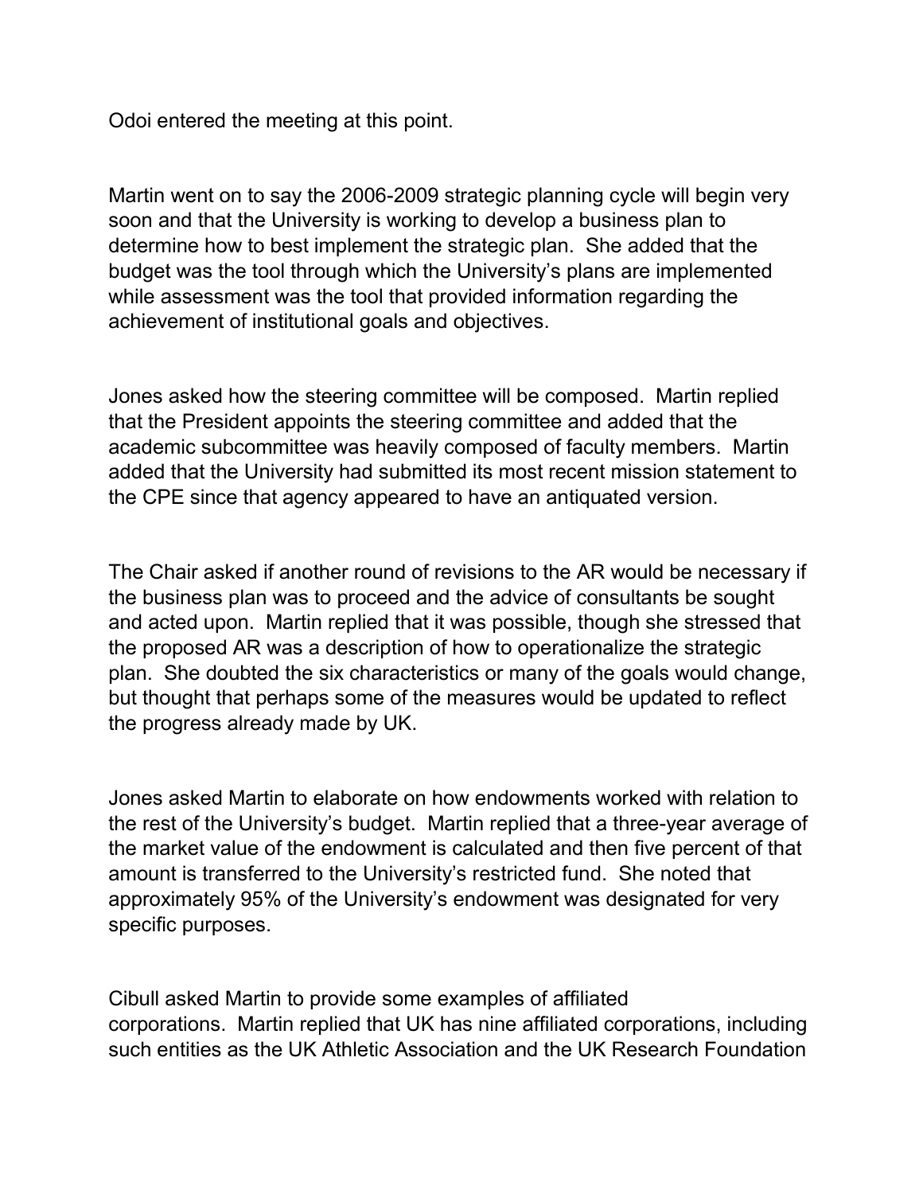Odoi entered the meeting at this point.

Martin went on to say the 2006-2009 strategic planning cycle will begin very soon and that the University is working to develop a business plan to determine how to best implement the strategic plan. She added that the budget was the tool through which the University's plans are implemented while assessment was the tool that provided information regarding the achievement of institutional goals and objectives.

Jones asked how the steering committee will be composed. Martin replied that the President appoints the steering committee and added that the academic subcommittee was heavily composed of faculty members. Martin added that the University had submitted its most recent mission statement to the CPE since that agency appeared to have an antiquated version.

The Chair asked if another round of revisions to the AR would be necessary if the business plan was to proceed and the advice of consultants be sought and acted upon. Martin replied that it was possible, though she stressed that the proposed AR was a description of how to operationalize the strategic plan. She doubted the six characteristics or many of the goals would change, but thought that perhaps some of the measures would be updated to reflect the progress already made by UK.

Jones asked Martin to elaborate on how endowments worked with relation to the rest of the University's budget. Martin replied that a three-year average of the market value of the endowment is calculated and then five percent of that amount is transferred to the University's restricted fund. She noted that approximately 95% of the University's endowment was designated for very specific purposes.

Cibull asked Martin to provide some examples of affiliated corporations. Martin replied that UK has nine affiliated corporations, including such entities as the UK Athletic Association and the UK Research Foundation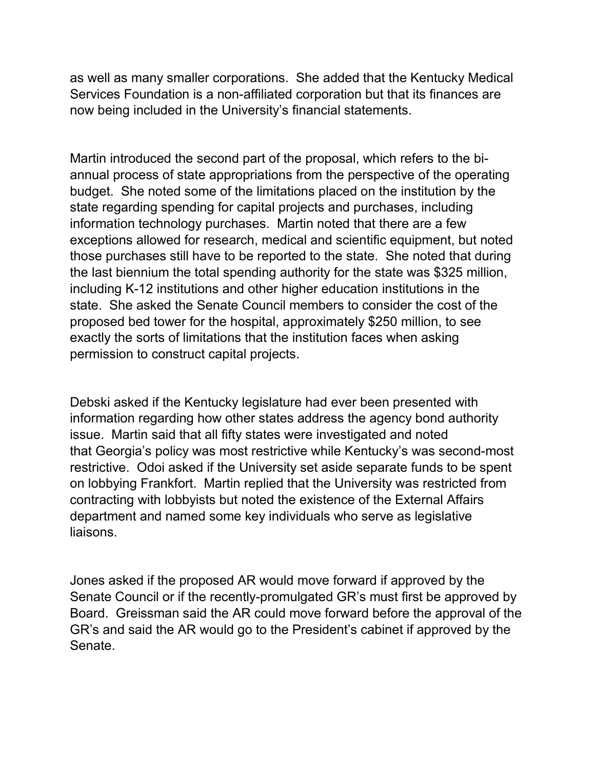as well as many smaller corporations. She added that the Kentucky Medical Services Foundation is a non-affiliated corporation but that its finances are now being included in the University's financial statements.

Martin introduced the second part of the proposal, which refers to the bi-annual process of state appropriations from the perspective of the operating budget. She noted some of the limitations placed on the institution by the state regarding spending for capital projects and purchases, including information technology purchases. Martin noted that there are a few exceptions allowed for research, medical and scientific equipment, but noted those purchases still have to be reported to the state. She noted that during the last biennium the total spending authority for the state was $325 million, including K-12 institutions and other higher education institutions in the state. She asked the Senate Council members to consider the cost of the proposed bed tower for the hospital, approximately $250 million, to see exactly the sorts of limitations that the institution faces when asking permission to construct capital projects.

Debski asked if the Kentucky legislature had ever been presented with information regarding how other states address the agency bond authority issue. Martin said that all fifty states were investigated and noted that Georgia's policy was most restrictive while Kentucky's was second-most restrictive. Odoi asked if the University set aside separate funds to be spent on lobbying Frankfort. Martin replied that the University was restricted from contracting with lobbyists but noted the existence of the External Affairs department and named some key individuals who serve as legislative liaisons.

Jones asked if the proposed AR would move forward if approved by the Senate Council or if the recently-promulgated GR's must first be approved by Board. Greissman said the AR could move forward before the approval of the GR's and said the AR would go to the President's cabinet if approved by the Senate.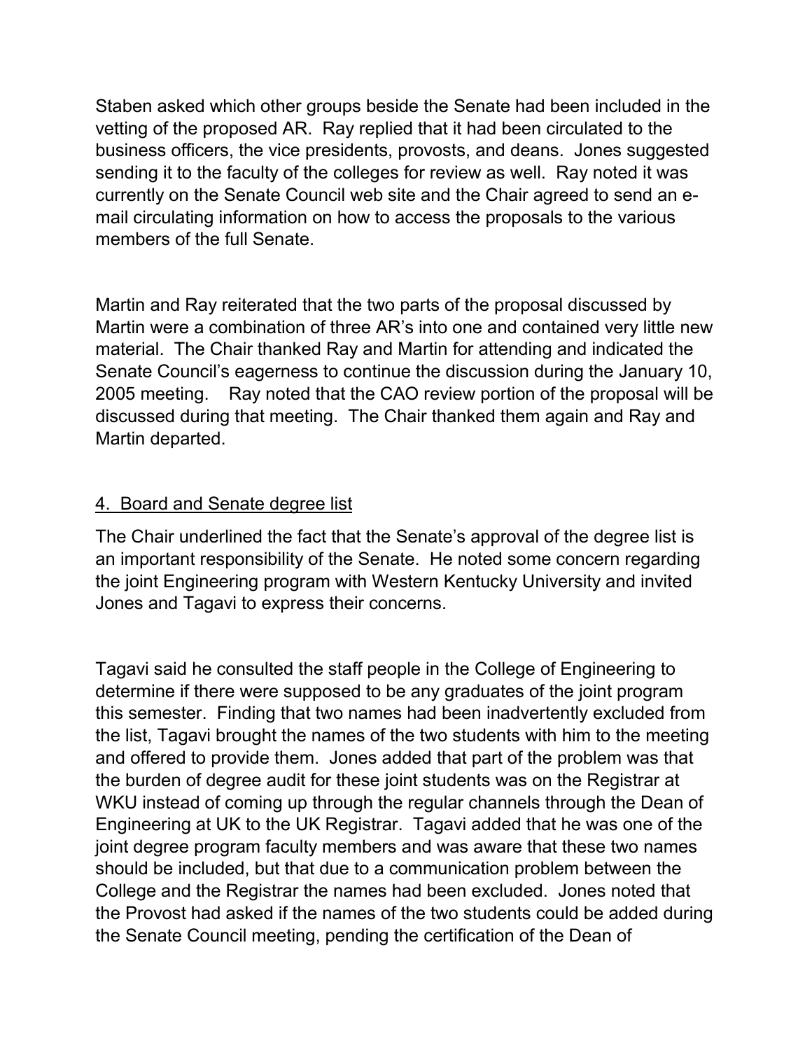Staben asked which other groups beside the Senate had been included in the vetting of the proposed AR. Ray replied that it had been circulated to the business officers, the vice presidents, provosts, and deans. Jones suggested sending it to the faculty of the colleges for review as well. Ray noted it was currently on the Senate Council web site and the Chair agreed to send an e-mail circulating information on how to access the proposals to the various members of the full Senate.

Martin and Ray reiterated that the two parts of the proposal discussed by Martin were a combination of three AR's into one and contained very little new material. The Chair thanked Ray and Martin for attending and indicated the Senate Council's eagerness to continue the discussion during the January 10, 2005 meeting. Ray noted that the CAO review portion of the proposal will be discussed during that meeting. The Chair thanked them again and Ray and Martin departed.

4. Board and Senate degree list

The Chair underlined the fact that the Senate's approval of the degree list is an important responsibility of the Senate. He noted some concern regarding the joint Engineering program with Western Kentucky University and invited Jones and Tagavi to express their concerns.

Tagavi said he consulted the staff people in the College of Engineering to determine if there were supposed to be any graduates of the joint program this semester. Finding that two names had been inadvertently excluded from the list, Tagavi brought the names of the two students with him to the meeting and offered to provide them. Jones added that part of the problem was that the burden of degree audit for these joint students was on the Registrar at WKU instead of coming up through the regular channels through the Dean of Engineering at UK to the UK Registrar. Tagavi added that he was one of the joint degree program faculty members and was aware that these two names should be included, but that due to a communication problem between the College and the Registrar the names had been excluded. Jones noted that the Provost had asked if the names of the two students could be added during the Senate Council meeting, pending the certification of the Dean of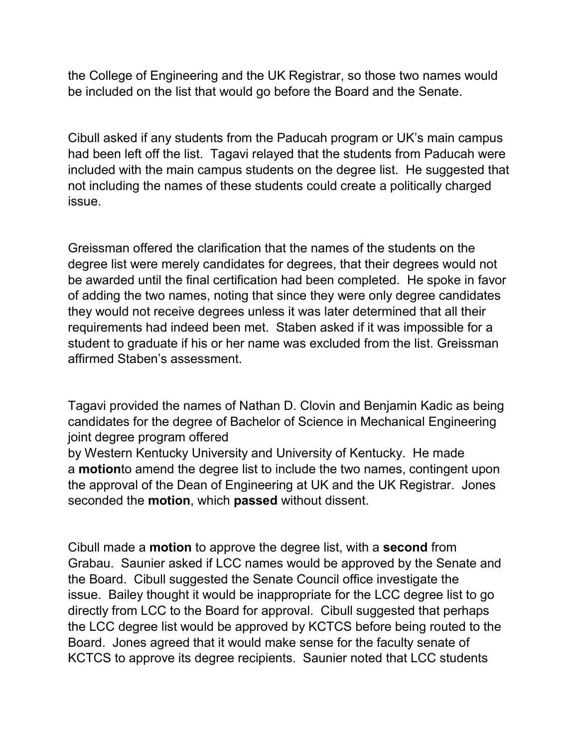the College of Engineering and the UK Registrar, so those two names would be included on the list that would go before the Board and the Senate.

Cibull asked if any students from the Paducah program or UK's main campus had been left off the list. Tagavi relayed that the students from Paducah were included with the main campus students on the degree list. He suggested that not including the names of these students could create a politically charged issue.

Greissman offered the clarification that the names of the students on the degree list were merely candidates for degrees, that their degrees would not be awarded until the final certification had been completed. He spoke in favor of adding the two names, noting that since they were only degree candidates they would not receive degrees unless it was later determined that all their requirements had indeed been met. Staben asked if it was impossible for a student to graduate if his or her name was excluded from the list. Greissman affirmed Staben's assessment.

Tagavi provided the names of Nathan D. Clovin and Benjamin Kadic as being candidates for the degree of Bachelor of Science in Mechanical Engineering joint degree program offered
by Western Kentucky University and University of Kentucky. He made a **motion**to amend the degree list to include the two names, contingent upon the approval of the Dean of Engineering at UK and the UK Registrar. Jones seconded the **motion**, which **passed** without dissent.

Cibull made a **motion** to approve the degree list, with a **second** from Grabau. Saunier asked if LCC names would be approved by the Senate and the Board. Cibull suggested the Senate Council office investigate the issue. Bailey thought it would be inappropriate for the LCC degree list to go directly from LCC to the Board for approval. Cibull suggested that perhaps the LCC degree list would be approved by KCTCS before being routed to the Board. Jones agreed that it would make sense for the faculty senate of KCTCS to approve its degree recipients. Saunier noted that LCC students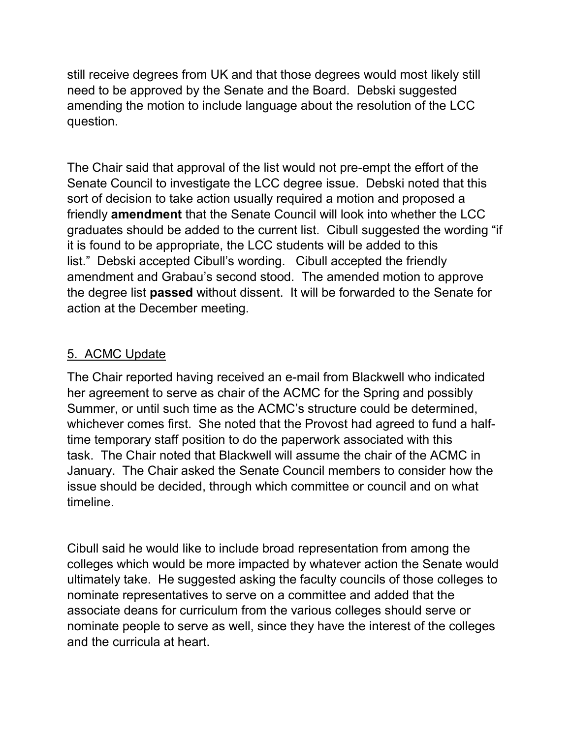still receive degrees from UK and that those degrees would most likely still need to be approved by the Senate and the Board. Debski suggested amending the motion to include language about the resolution of the LCC question.

The Chair said that approval of the list would not pre-empt the effort of the Senate Council to investigate the LCC degree issue. Debski noted that this sort of decision to take action usually required a motion and proposed a friendly **amendment** that the Senate Council will look into whether the LCC graduates should be added to the current list. Cibull suggested the wording "if it is found to be appropriate, the LCC students will be added to this list." Debski accepted Cibull's wording. Cibull accepted the friendly amendment and Grabau's second stood. The amended motion to approve the degree list **passed** without dissent. It will be forwarded to the Senate for action at the December meeting.

## 5. ACMC Update

The Chair reported having received an e-mail from Blackwell who indicated her agreement to serve as chair of the ACMC for the Spring and possibly Summer, or until such time as the ACMC's structure could be determined, whichever comes first. She noted that the Provost had agreed to fund a half-time temporary staff position to do the paperwork associated with this task. The Chair noted that Blackwell will assume the chair of the ACMC in January. The Chair asked the Senate Council members to consider how the issue should be decided, through which committee or council and on what timeline.

Cibull said he would like to include broad representation from among the colleges which would be more impacted by whatever action the Senate would ultimately take. He suggested asking the faculty councils of those colleges to nominate representatives to serve on a committee and added that the associate deans for curriculum from the various colleges should serve or nominate people to serve as well, since they have the interest of the colleges and the curricula at heart.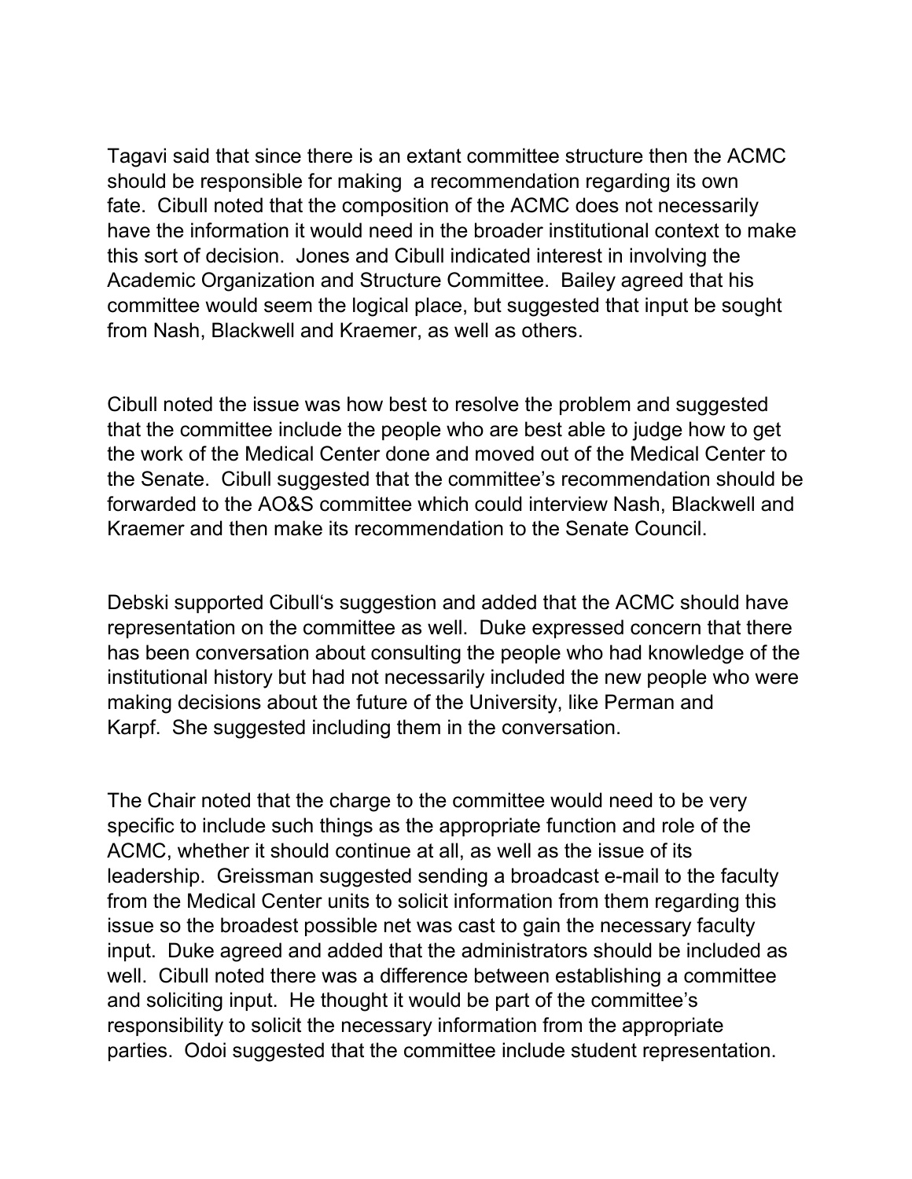Tagavi said that since there is an extant committee structure then the ACMC should be responsible for making a recommendation regarding its own fate. Cibull noted that the composition of the ACMC does not necessarily have the information it would need in the broader institutional context to make this sort of decision. Jones and Cibull indicated interest in involving the Academic Organization and Structure Committee. Bailey agreed that his committee would seem the logical place, but suggested that input be sought from Nash, Blackwell and Kraemer, as well as others.

Cibull noted the issue was how best to resolve the problem and suggested that the committee include the people who are best able to judge how to get the work of the Medical Center done and moved out of the Medical Center to the Senate. Cibull suggested that the committee's recommendation should be forwarded to the AO&S committee which could interview Nash, Blackwell and Kraemer and then make its recommendation to the Senate Council.

Debski supported Cibull's suggestion and added that the ACMC should have representation on the committee as well. Duke expressed concern that there has been conversation about consulting the people who had knowledge of the institutional history but had not necessarily included the new people who were making decisions about the future of the University, like Perman and Karpf. She suggested including them in the conversation.

The Chair noted that the charge to the committee would need to be very specific to include such things as the appropriate function and role of the ACMC, whether it should continue at all, as well as the issue of its leadership. Greissman suggested sending a broadcast e-mail to the faculty from the Medical Center units to solicit information from them regarding this issue so the broadest possible net was cast to gain the necessary faculty input. Duke agreed and added that the administrators should be included as well. Cibull noted there was a difference between establishing a committee and soliciting input. He thought it would be part of the committee's responsibility to solicit the necessary information from the appropriate parties. Odoi suggested that the committee include student representation.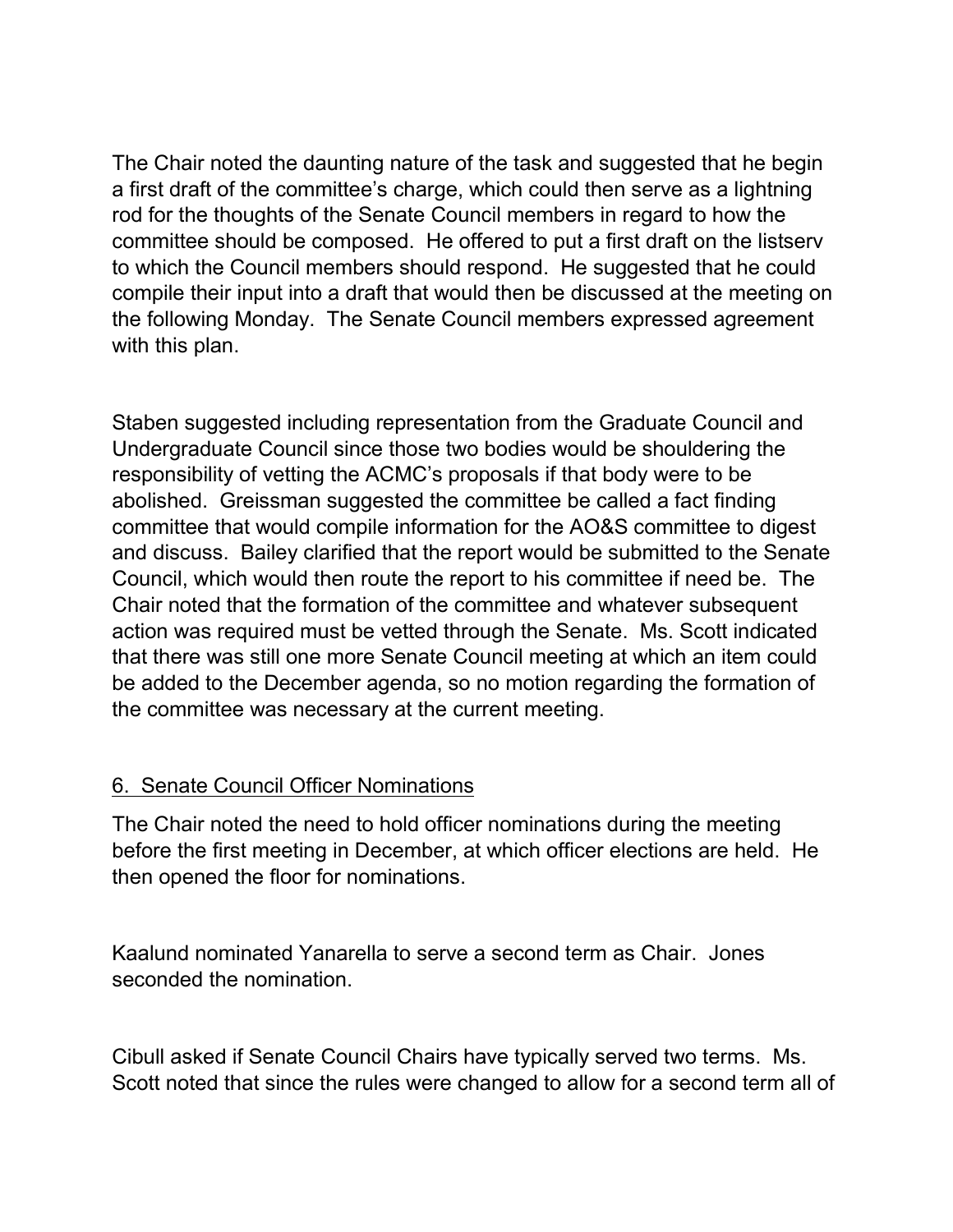The Chair noted the daunting nature of the task and suggested that he begin a first draft of the committee's charge, which could then serve as a lightning rod for the thoughts of the Senate Council members in regard to how the committee should be composed. He offered to put a first draft on the listserv to which the Council members should respond. He suggested that he could compile their input into a draft that would then be discussed at the meeting on the following Monday. The Senate Council members expressed agreement with this plan.

Staben suggested including representation from the Graduate Council and Undergraduate Council since those two bodies would be shouldering the responsibility of vetting the ACMC's proposals if that body were to be abolished. Greissman suggested the committee be called a fact finding committee that would compile information for the AO&S committee to digest and discuss. Bailey clarified that the report would be submitted to the Senate Council, which would then route the report to his committee if need be. The Chair noted that the formation of the committee and whatever subsequent action was required must be vetted through the Senate. Ms. Scott indicated that there was still one more Senate Council meeting at which an item could be added to the December agenda, so no motion regarding the formation of the committee was necessary at the current meeting.

## 6. Senate Council Officer Nominations

The Chair noted the need to hold officer nominations during the meeting before the first meeting in December, at which officer elections are held. He then opened the floor for nominations.

Kaalund nominated Yanarella to serve a second term as Chair. Jones seconded the nomination.

Cibull asked if Senate Council Chairs have typically served two terms. Ms. Scott noted that since the rules were changed to allow for a second term all of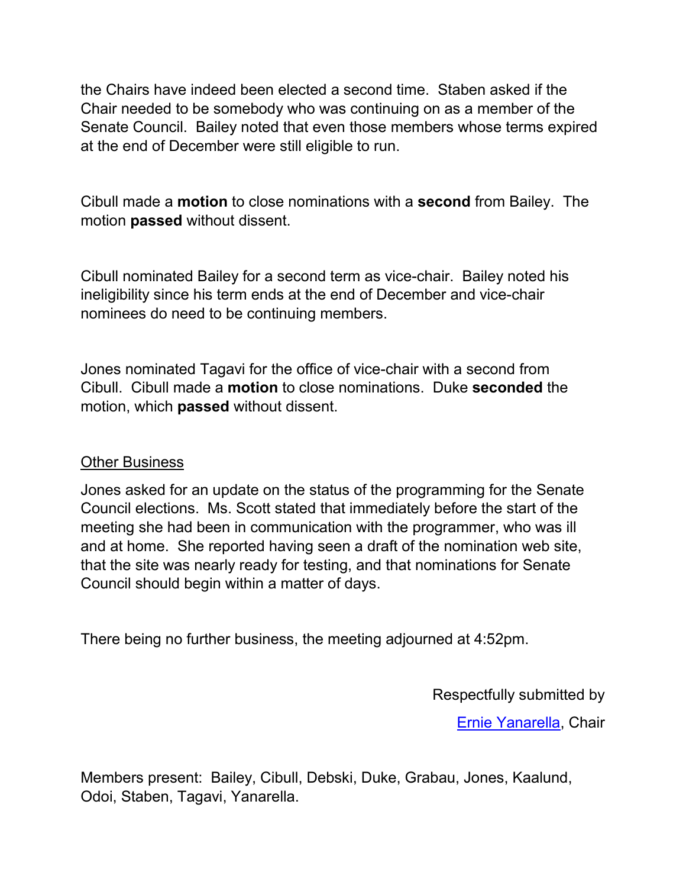the Chairs have indeed been elected a second time. Staben asked if the Chair needed to be somebody who was continuing on as a member of the Senate Council. Bailey noted that even those members whose terms expired at the end of December were still eligible to run.

Cibull made a **motion** to close nominations with a **second** from Bailey. The motion **passed** without dissent.

Cibull nominated Bailey for a second term as vice-chair. Bailey noted his ineligibility since his term ends at the end of December and vice-chair nominees do need to be continuing members.

Jones nominated Tagavi for the office of vice-chair with a second from Cibull. Cibull made a **motion** to close nominations. Duke **seconded** the motion, which **passed** without dissent.

<u>Other Business</u>

Jones asked for an update on the status of the programming for the Senate Council elections. Ms. Scott stated that immediately before the start of the meeting she had been in communication with the programmer, who was ill and at home. She reported having seen a draft of the nomination web site, that the site was nearly ready for testing, and that nominations for Senate Council should begin within a matter of days.

There being no further business, the meeting adjourned at 4:52pm.

Respectfully submitted by

[Ernie Yanarella](), Chair

Members present: Bailey, Cibull, Debski, Duke, Grabau, Jones, Kaalund, Odoi, Staben, Tagavi, Yanarella.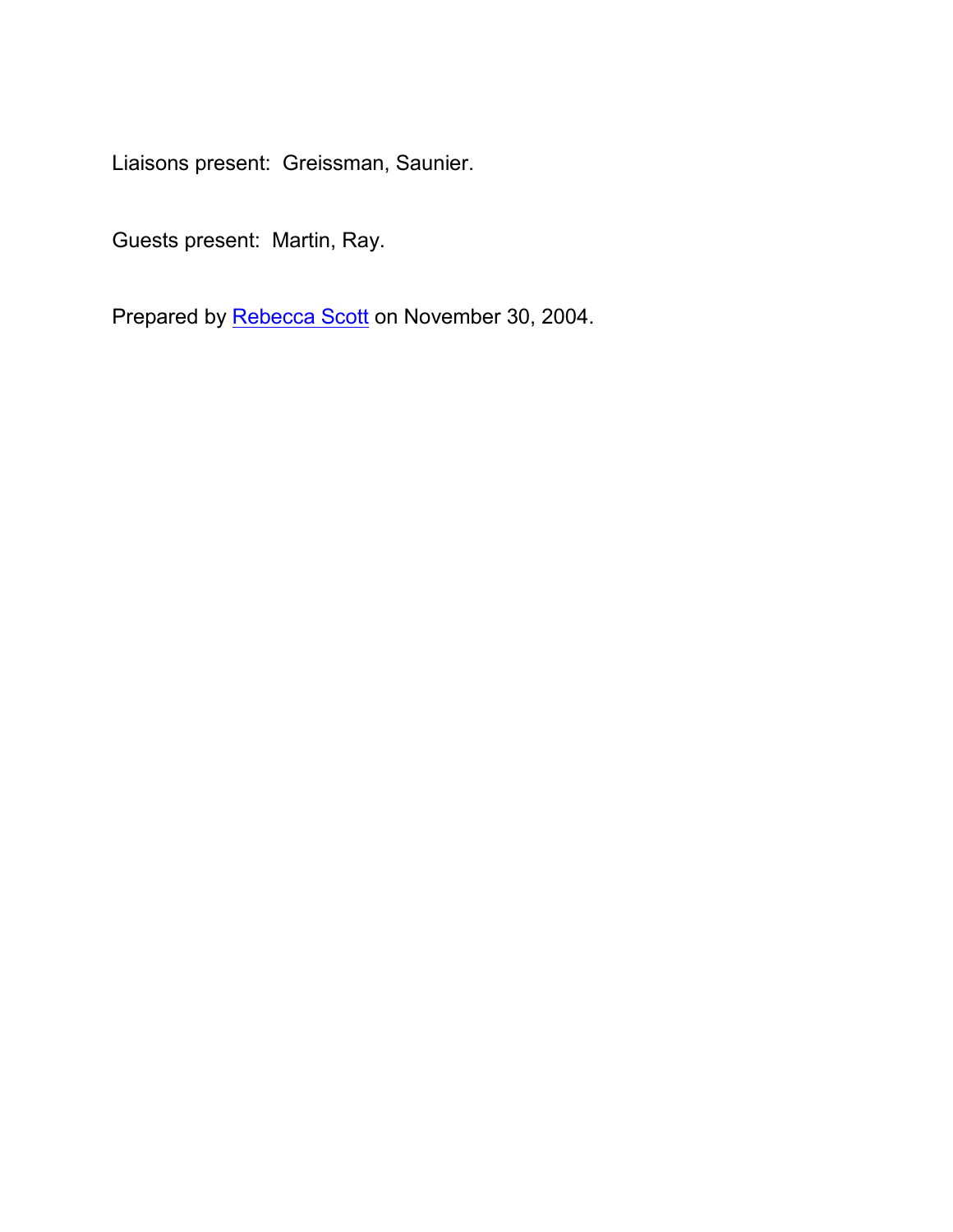Liaisons present: Greissman, Saunier.

Guests present: Martin, Ray.

Prepared by Rebecca Scott on November 30, 2004.